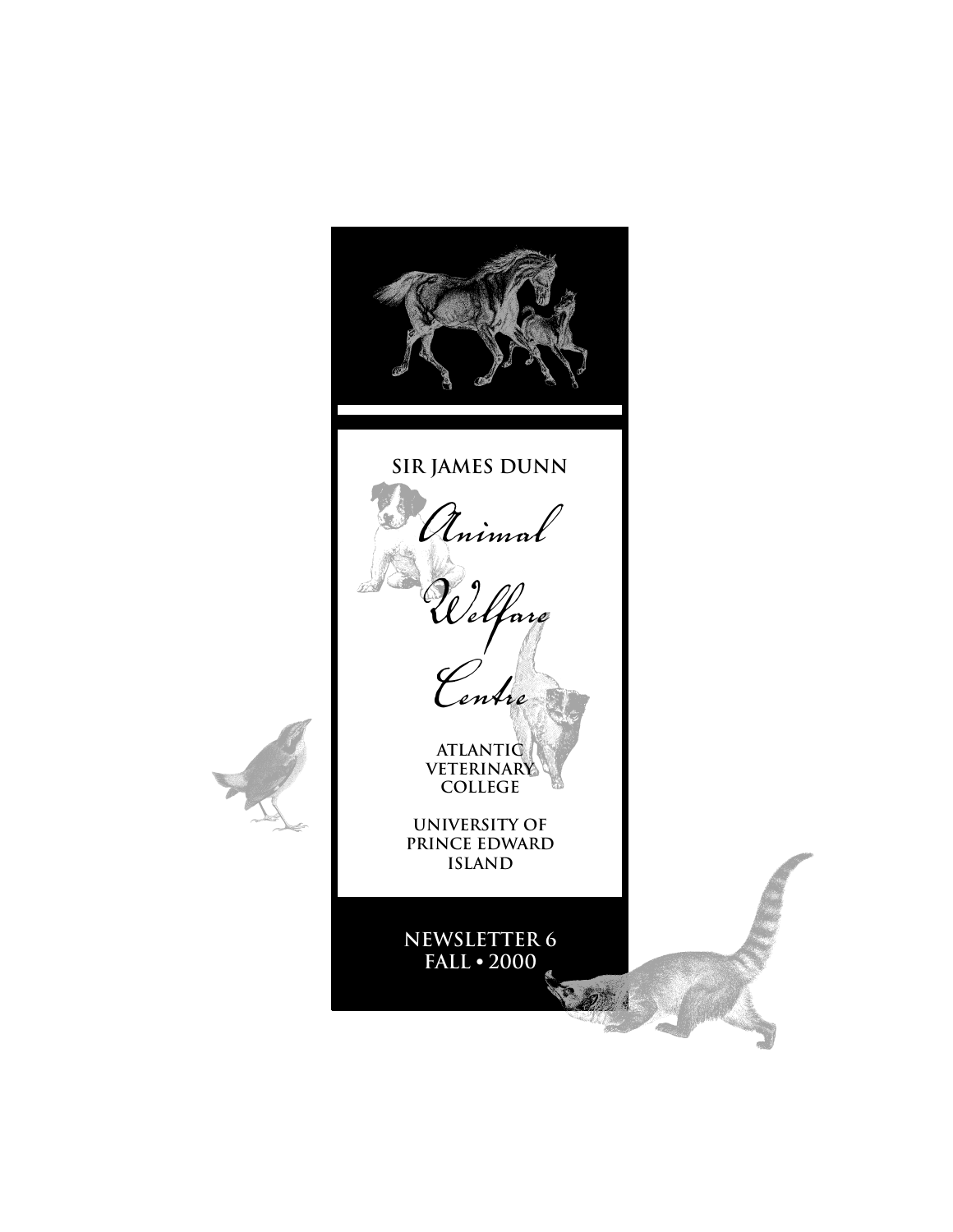# SIR JAMES DUNN

# *Animal Welfare Centre*

**ATLANTIC VETERINARY COLLEGE**

**UNIVERSITY OF PRINCE EDWARD ISLAND**

**NEWSLETTER 6**
**FALL • 2000**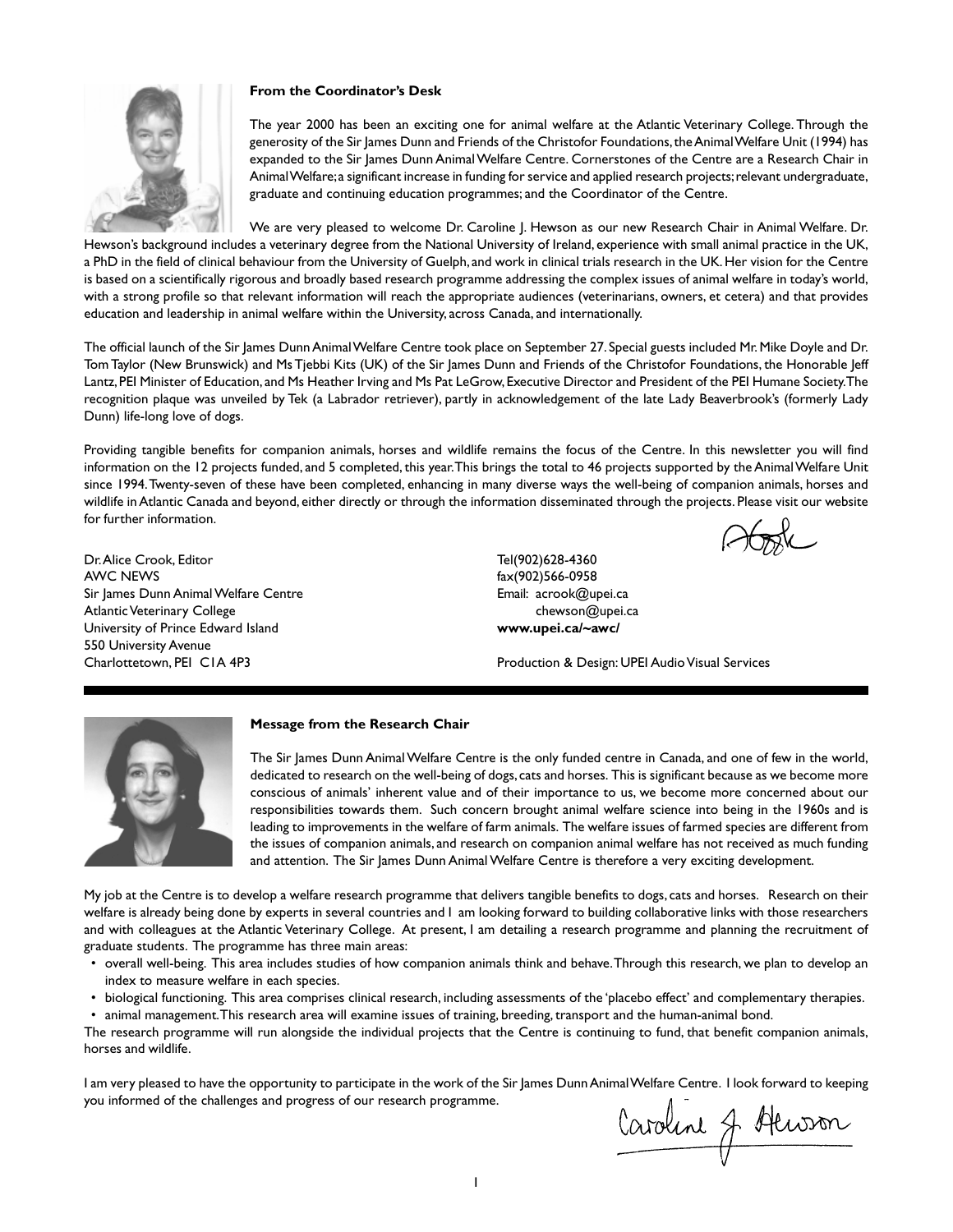### From the Coordinator's Desk

The year 2000 has been an exciting one for animal welfare at the Atlantic Veterinary College. Through the generosity of the Sir James Dunn and Friends of the Christofor Foundations, the Animal Welfare Unit (1994) has expanded to the Sir James Dunn Animal Welfare Centre. Cornerstones of the Centre are a Research Chair in Animal Welfare; a significant increase in funding for service and applied research projects; relevant undergraduate, graduate and continuing education programmes; and the Coordinator of the Centre.

We are very pleased to welcome Dr. Caroline J. Hewson as our new Research Chair in Animal Welfare. Dr. Hewson's background includes a veterinary degree from the National University of Ireland, experience with small animal practice in the UK, a PhD in the field of clinical behaviour from the University of Guelph, and work in clinical trials research in the UK. Her vision for the Centre is based on a scientifically rigorous and broadly based research programme addressing the complex issues of animal welfare in today's world, with a strong profile so that relevant information will reach the appropriate audiences (veterinarians, owners, et cetera) and that provides education and leadership in animal welfare within the University, across Canada, and internationally.

The official launch of the Sir James Dunn Animal Welfare Centre took place on September 27. Special guests included Mr. Mike Doyle and Dr. Tom Taylor (New Brunswick) and Ms Tjebbi Kits (UK) of the Sir James Dunn and Friends of the Christofor Foundations, the Honorable Jeff Lantz, PEI Minister of Education, and Ms Heather Irving and Ms Pat LeGrow, Executive Director and President of the PEI Humane Society. The recognition plaque was unveiled by Tek (a Labrador retriever), partly in acknowledgement of the late Lady Beaverbrook's (formerly Lady Dunn) life-long love of dogs.

Providing tangible benefits for companion animals, horses and wildlife remains the focus of the Centre. In this newsletter you will find information on the 12 projects funded, and 5 completed, this year. This brings the total to 46 projects supported by the Animal Welfare Unit since 1994. Twenty-seven of these have been completed, enhancing in many diverse ways the well-being of companion animals, horses and wildlife in Atlantic Canada and beyond, either directly or through the information disseminated through the projects. Please visit our website for further information.

A Crook

Dr. Alice Crook, Editor
AWC NEWS
Sir James Dunn Animal Welfare Centre
Atlantic Veterinary College
University of Prince Edward Island
550 University Avenue
Charlottetown, PEI C1A 4P3

Tel(902)628-4360
fax(902)566-0958
Email: acrook@upei.ca
chewson@upei.ca
**www.upei.ca/~awc/**

Production & Design: UPEI Audio Visual Services

---

### Message from the Research Chair

The Sir James Dunn Animal Welfare Centre is the only funded centre in Canada, and one of few in the world, dedicated to research on the well-being of dogs, cats and horses. This is significant because as we become more conscious of animals' inherent value and of their importance to us, we become more concerned about our responsibilities towards them. Such concern brought animal welfare science into being in the 1960s and is leading to improvements in the welfare of farm animals. The welfare issues of farmed species are different from the issues of companion animals, and research on companion animal welfare has not received as much funding and attention. The Sir James Dunn Animal Welfare Centre is therefore a very exciting development.

My job at the Centre is to develop a welfare research programme that delivers tangible benefits to dogs, cats and horses. Research on their welfare is already being done by experts in several countries and I am looking forward to building collaborative links with those researchers and with colleagues at the Atlantic Veterinary College. At present, I am detailing a research programme and planning the recruitment of graduate students. The programme has three main areas:

- overall well-being. This area includes studies of how companion animals think and behave. Through this research, we plan to develop an index to measure welfare in each species.
- biological functioning. This area comprises clinical research, including assessments of the 'placebo effect' and complementary therapies.
- animal management. This research area will examine issues of training, breeding, transport and the human-animal bond.

The research programme will run alongside the individual projects that the Centre is continuing to fund, that benefit companion animals, horses and wildlife.

I am very pleased to have the opportunity to participate in the work of the Sir James Dunn Animal Welfare Centre. I look forward to keeping you informed of the challenges and progress of our research programme.

Caroline J. Hewson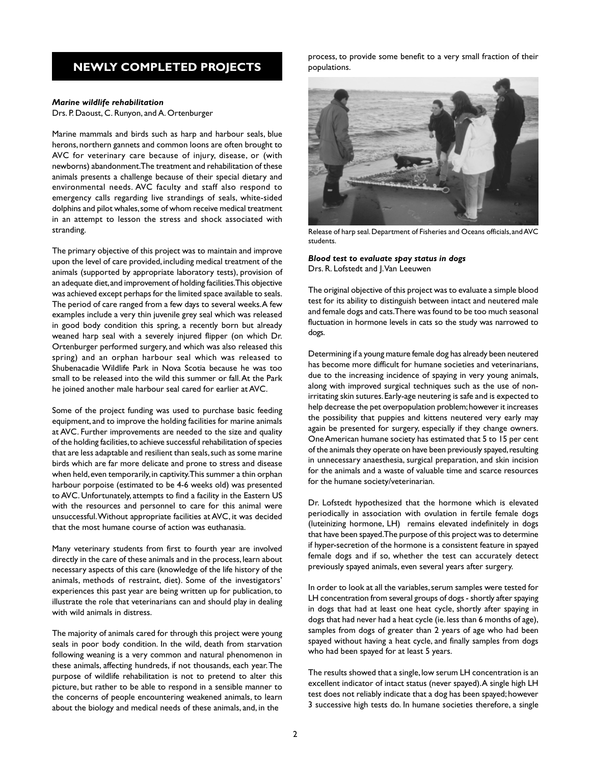## NEWLY COMPLETED PROJECTS

***Marine wildlife rehabilitation***
Drs. P. Daoust, C. Runyon, and A. Ortenburger

Marine mammals and birds such as harp and harbour seals, blue herons, northern gannets and common loons are often brought to AVC for veterinary care because of injury, disease, or (with newborns) abandonment. The treatment and rehabilitation of these animals presents a challenge because of their special dietary and environmental needs. AVC faculty and staff also respond to emergency calls regarding live strandings of seals, white-sided dolphins and pilot whales, some of whom receive medical treatment in an attempt to lesson the stress and shock associated with stranding.

The primary objective of this project was to maintain and improve upon the level of care provided, including medical treatment of the animals (supported by appropriate laboratory tests), provision of an adequate diet, and improvement of holding facilities. This objective was achieved except perhaps for the limited space available to seals. The period of care ranged from a few days to several weeks. A few examples include a very thin juvenile grey seal which was released in good body condition this spring, a recently born but already weaned harp seal with a severely injured flipper (on which Dr. Ortenburger performed surgery, and which was also released this spring) and an orphan harbour seal which was released to Shubenacadie Wildlife Park in Nova Scotia because he was too small to be released into the wild this summer or fall. At the Park he joined another male harbour seal cared for earlier at AVC.

Some of the project funding was used to purchase basic feeding equipment, and to improve the holding facilities for marine animals at AVC. Further improvements are needed to the size and quality of the holding facilities, to achieve successful rehabilitation of species that are less adaptable and resilient than seals, such as some marine birds which are far more delicate and prone to stress and disease when held, even temporarily, in captivity. This summer a thin orphan harbour porpoise (estimated to be 4-6 weeks old) was presented to AVC. Unfortunately, attempts to find a facility in the Eastern US with the resources and personnel to care for this animal were unsuccessful. Without appropriate facilities at AVC, it was decided that the most humane course of action was euthanasia.

Many veterinary students from first to fourth year are involved directly in the care of these animals and in the process, learn about necessary aspects of this care (knowledge of the life history of the animals, methods of restraint, diet). Some of the investigators' experiences this past year are being written up for publication, to illustrate the role that veterinarians can and should play in dealing with wild animals in distress.

The majority of animals cared for through this project were young seals in poor body condition. In the wild, death from starvation following weaning is a very common and natural phenomenon in these animals, affecting hundreds, if not thousands, each year. The purpose of wildlife rehabilitation is not to pretend to alter this picture, but rather to be able to respond in a sensible manner to the concerns of people encountering weakened animals, to learn about the biology and medical needs of these animals, and, in the process, to provide some benefit to a very small fraction of their populations.

Release of harp seal. Department of Fisheries and Oceans officials, and AVC students.

***Blood test to evaluate spay status in dogs***
Drs. R. Lofstedt and J. Van Leeuwen

The original objective of this project was to evaluate a simple blood test for its ability to distinguish between intact and neutered male and female dogs and cats. There was found to be too much seasonal fluctuation in hormone levels in cats so the study was narrowed to dogs.

Determining if a young mature female dog has already been neutered has become more difficult for humane societies and veterinarians, due to the increasing incidence of spaying in very young animals, along with improved surgical techniques such as the use of non-irritating skin sutures. Early-age neutering is safe and is expected to help decrease the pet overpopulation problem; however it increases the possibility that puppies and kittens neutered very early may again be presented for surgery, especially if they change owners. One American humane society has estimated that 5 to 15 per cent of the animals they operate on have been previously spayed, resulting in unnecessary anaesthesia, surgical preparation, and skin incision for the animals and a waste of valuable time and scarce resources for the humane society/veterinarian.

Dr. Lofstedt hypothesized that the hormone which is elevated periodically in association with ovulation in fertile female dogs (luteinizing hormone, LH) remains elevated indefinitely in dogs that have been spayed. The purpose of this project was to determine if hyper-secretion of the hormone is a consistent feature in spayed female dogs and if so, whether the test can accurately detect previously spayed animals, even several years after surgery.

In order to look at all the variables, serum samples were tested for LH concentration from several groups of dogs - shortly after spaying in dogs that had at least one heat cycle, shortly after spaying in dogs that had never had a heat cycle (ie. less than 6 months of age), samples from dogs of greater than 2 years of age who had been spayed without having a heat cycle, and finally samples from dogs who had been spayed for at least 5 years.

The results showed that a single, low serum LH concentration is an excellent indicator of intact status (never spayed). A single high LH test does not reliably indicate that a dog has been spayed; however 3 successive high tests do. In humane societies therefore, a single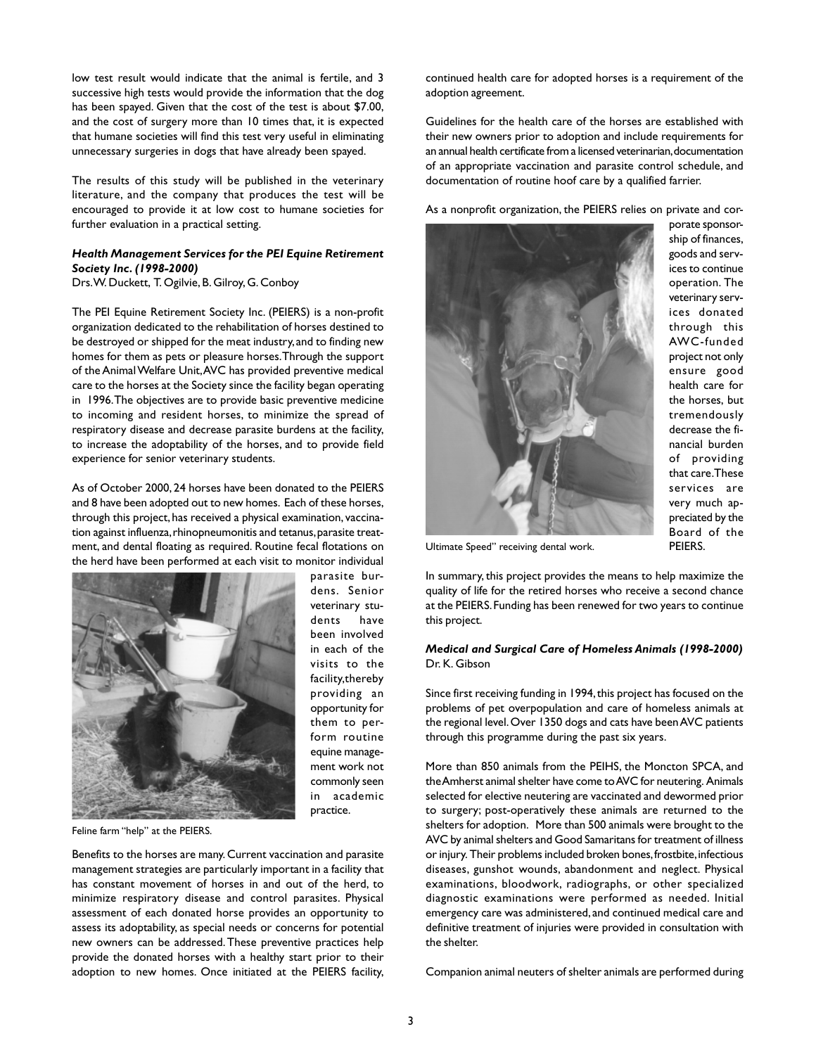low test result would indicate that the animal is fertile, and 3 successive high tests would provide the information that the dog has been spayed. Given that the cost of the test is about $7.00, and the cost of surgery more than 10 times that, it is expected that humane societies will find this test very useful in eliminating unnecessary surgeries in dogs that have already been spayed.

The results of this study will be published in the veterinary literature, and the company that produces the test will be encouraged to provide it at low cost to humane societies for further evaluation in a practical setting.

***Health Management Services for the PEI Equine Retirement Society Inc. (1998-2000)***
Drs. W. Duckett, T. Ogilvie, B. Gilroy, G. Conboy

The PEI Equine Retirement Society Inc. (PEIERS) is a non-profit organization dedicated to the rehabilitation of horses destined to be destroyed or shipped for the meat industry, and to finding new homes for them as pets or pleasure horses. Through the support of the Animal Welfare Unit, AVC has provided preventive medical care to the horses at the Society since the facility began operating in 1996. The objectives are to provide basic preventive medicine to incoming and resident horses, to minimize the spread of respiratory disease and decrease parasite burdens at the facility, to increase the adoptability of the horses, and to provide field experience for senior veterinary students.

As of October 2000, 24 horses have been donated to the PEIERS and 8 have been adopted out to new homes. Each of these horses, through this project, has received a physical examination, vaccination against influenza, rhinopneumonitis and tetanus, parasite treatment, and dental floating as required. Routine fecal flotations on the herd have been performed at each visit to monitor individual parasite burdens. Senior veterinary students have been involved in each of the visits to the facility, thereby providing an opportunity for them to perform routine equine management work not commonly seen in academic practice.

Feline farm "help" at the PEIERS.

Benefits to the horses are many. Current vaccination and parasite management strategies are particularly important in a facility that has constant movement of horses in and out of the herd, to minimize respiratory disease and control parasites. Physical assessment of each donated horse provides an opportunity to assess its adoptability, as special needs or concerns for potential new owners can be addressed. These preventive practices help provide the donated horses with a healthy start prior to their adoption to new homes. Once initiated at the PEIERS facility, continued health care for adopted horses is a requirement of the adoption agreement.

Guidelines for the health care of the horses are established with their new owners prior to adoption and include requirements for an annual health certificate from a licensed veterinarian, documentation of an appropriate vaccination and parasite control schedule, and documentation of routine hoof care by a qualified farrier.

As a nonprofit organization, the PEIERS relies on private and corporate sponsorship of finances, goods and services to continue operation. The veterinary services donated through this AWC-funded project not only ensure good health care for the horses, but tremendously decrease the financial burden of providing that care. These services are very much appreciated by the Board of the PEIERS.

Ultimate Speed" receiving dental work.

In summary, this project provides the means to help maximize the quality of life for the retired horses who receive a second chance at the PEIERS. Funding has been renewed for two years to continue this project.

***Medical and Surgical Care of Homeless Animals (1998-2000)***
Dr. K. Gibson

Since first receiving funding in 1994, this project has focused on the problems of pet overpopulation and care of homeless animals at the regional level. Over 1350 dogs and cats have been AVC patients through this programme during the past six years.

More than 850 animals from the PEIHS, the Moncton SPCA, and the Amherst animal shelter have come to AVC for neutering. Animals selected for elective neutering are vaccinated and dewormed prior to surgery; post-operatively these animals are returned to the shelters for adoption. More than 500 animals were brought to the AVC by animal shelters and Good Samaritans for treatment of illness or injury. Their problems included broken bones, frostbite, infectious diseases, gunshot wounds, abandonment and neglect. Physical examinations, bloodwork, radiographs, or other specialized diagnostic examinations were performed as needed. Initial emergency care was administered, and continued medical care and definitive treatment of injuries were provided in consultation with the shelter.

Companion animal neuters of shelter animals are performed during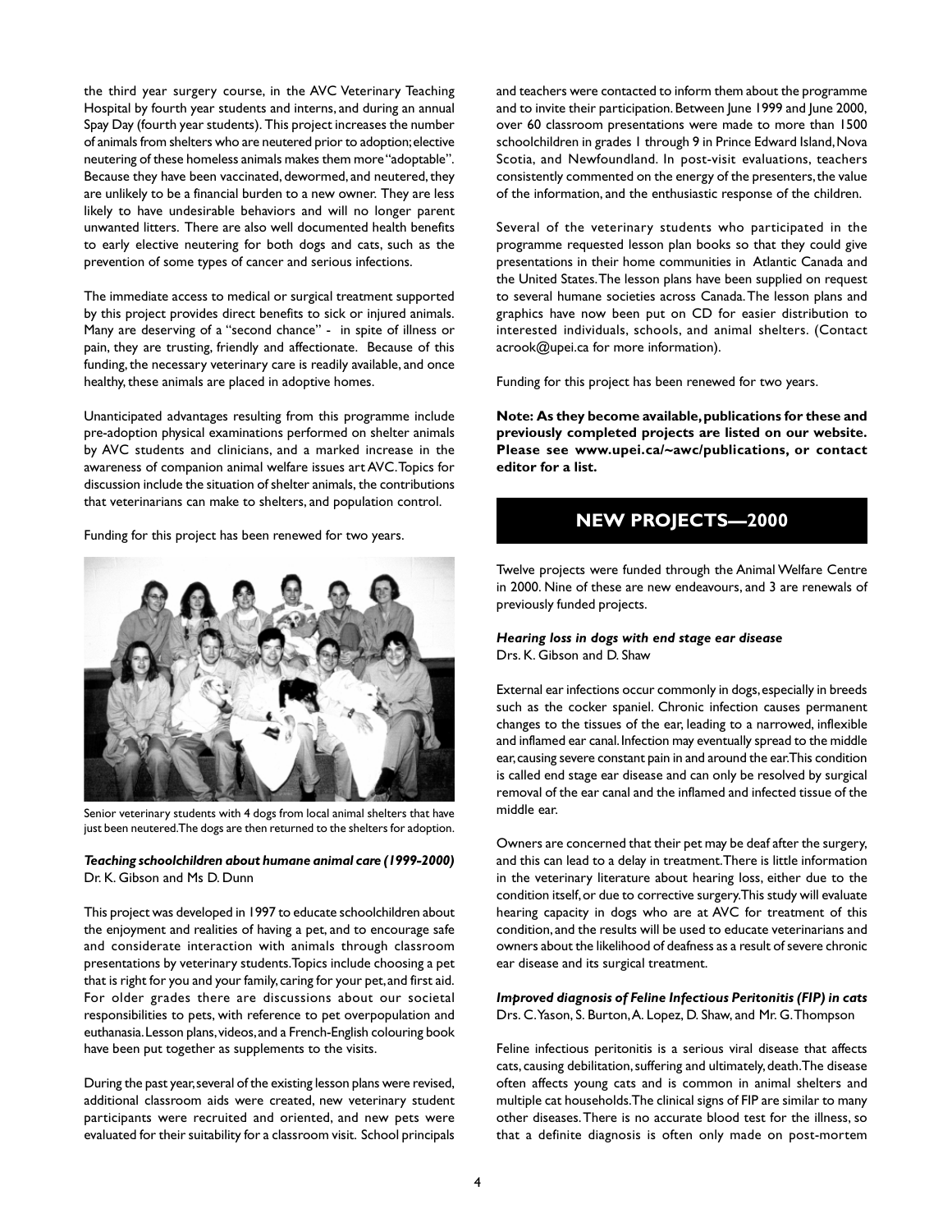the third year surgery course, in the AVC Veterinary Teaching Hospital by fourth year students and interns, and during an annual Spay Day (fourth year students). This project increases the number of animals from shelters who are neutered prior to adoption; elective neutering of these homeless animals makes them more "adoptable". Because they have been vaccinated, dewormed, and neutered, they are unlikely to be a financial burden to a new owner. They are less likely to have undesirable behaviors and will no longer parent unwanted litters. There are also well documented health benefits to early elective neutering for both dogs and cats, such as the prevention of some types of cancer and serious infections.

The immediate access to medical or surgical treatment supported by this project provides direct benefits to sick or injured animals. Many are deserving of a "second chance" - in spite of illness or pain, they are trusting, friendly and affectionate. Because of this funding, the necessary veterinary care is readily available, and once healthy, these animals are placed in adoptive homes.

Unanticipated advantages resulting from this programme include pre-adoption physical examinations performed on shelter animals by AVC students and clinicians, and a marked increase in the awareness of companion animal welfare issues art AVC. Topics for discussion include the situation of shelter animals, the contributions that veterinarians can make to shelters, and population control.

Funding for this project has been renewed for two years.

Senior veterinary students with 4 dogs from local animal shelters that have just been neutered. The dogs are then returned to the shelters for adoption.

***Teaching schoolchildren about humane animal care (1999-2000)***
Dr. K. Gibson and Ms D. Dunn

This project was developed in 1997 to educate schoolchildren about the enjoyment and realities of having a pet, and to encourage safe and considerate interaction with animals through classroom presentations by veterinary students. Topics include choosing a pet that is right for you and your family, caring for your pet, and first aid. For older grades there are discussions about our societal responsibilities to pets, with reference to pet overpopulation and euthanasia. Lesson plans, videos, and a French-English colouring book have been put together as supplements to the visits.

During the past year, several of the existing lesson plans were revised, additional classroom aids were created, new veterinary student participants were recruited and oriented, and new pets were evaluated for their suitability for a classroom visit. School principals and teachers were contacted to inform them about the programme and to invite their participation. Between June 1999 and June 2000, over 60 classroom presentations were made to more than 1500 schoolchildren in grades 1 through 9 in Prince Edward Island, Nova Scotia, and Newfoundland. In post-visit evaluations, teachers consistently commented on the energy of the presenters, the value of the information, and the enthusiastic response of the children.

Several of the veterinary students who participated in the programme requested lesson plan books so that they could give presentations in their home communities in Atlantic Canada and the United States. The lesson plans have been supplied on request to several humane societies across Canada. The lesson plans and graphics have now been put on CD for easier distribution to interested individuals, schools, and animal shelters. (Contact acrook@upei.ca for more information).

Funding for this project has been renewed for two years.

**Note: As they become available, publications for these and previously completed projects are listed on our website. Please see www.upei.ca/~awc/publications, or contact editor for a list.**

## NEW PROJECTS—2000

Twelve projects were funded through the Animal Welfare Centre in 2000. Nine of these are new endeavours, and 3 are renewals of previously funded projects.

***Hearing loss in dogs with end stage ear disease***
Drs. K. Gibson and D. Shaw

External ear infections occur commonly in dogs, especially in breeds such as the cocker spaniel. Chronic infection causes permanent changes to the tissues of the ear, leading to a narrowed, inflexible and inflamed ear canal. Infection may eventually spread to the middle ear, causing severe constant pain in and around the ear. This condition is called end stage ear disease and can only be resolved by surgical removal of the ear canal and the inflamed and infected tissue of the middle ear.

Owners are concerned that their pet may be deaf after the surgery, and this can lead to a delay in treatment. There is little information in the veterinary literature about hearing loss, either due to the condition itself, or due to corrective surgery. This study will evaluate hearing capacity in dogs who are at AVC for treatment of this condition, and the results will be used to educate veterinarians and owners about the likelihood of deafness as a result of severe chronic ear disease and its surgical treatment.

***Improved diagnosis of Feline Infectious Peritonitis (FIP) in cats***
Drs. C. Yason, S. Burton, A. Lopez, D. Shaw, and Mr. G. Thompson

Feline infectious peritonitis is a serious viral disease that affects cats, causing debilitation, suffering and ultimately, death. The disease often affects young cats and is common in animal shelters and multiple cat households. The clinical signs of FIP are similar to many other diseases. There is no accurate blood test for the illness, so that a definite diagnosis is often only made on post-mortem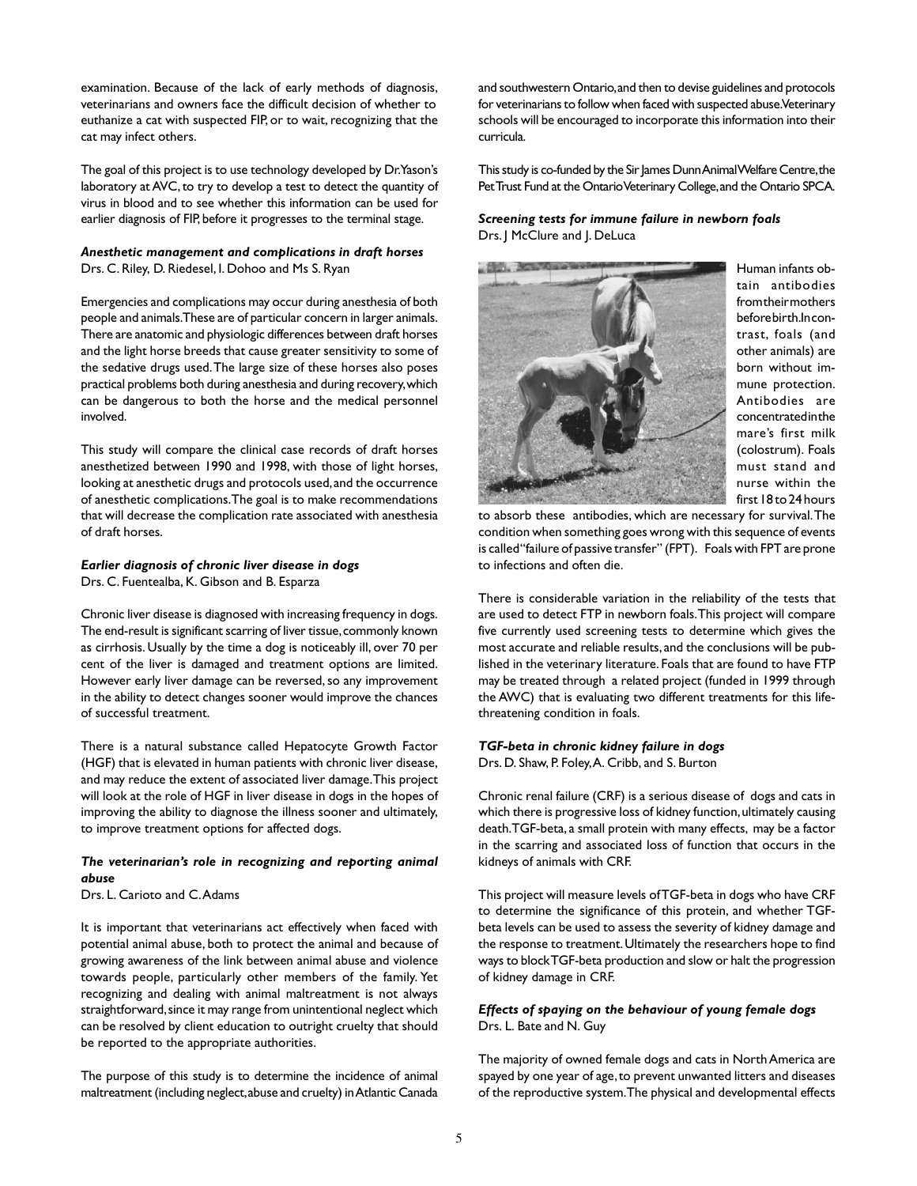examination. Because of the lack of early methods of diagnosis, veterinarians and owners face the difficult decision of whether to euthanize a cat with suspected FIP, or to wait, recognizing that the cat may infect others.

The goal of this project is to use technology developed by Dr. Yason's laboratory at AVC, to try to develop a test to detect the quantity of virus in blood and to see whether this information can be used for earlier diagnosis of FIP, before it progresses to the terminal stage.

***Anesthetic management and complications in draft horses***
Drs. C. Riley, D. Riedesel, I. Dohoo and Ms S. Ryan

Emergencies and complications may occur during anesthesia of both people and animals. These are of particular concern in larger animals. There are anatomic and physiologic differences between draft horses and the light horse breeds that cause greater sensitivity to some of the sedative drugs used. The large size of these horses also poses practical problems both during anesthesia and during recovery, which can be dangerous to both the horse and the medical personnel involved.

This study will compare the clinical case records of draft horses anesthetized between 1990 and 1998, with those of light horses, looking at anesthetic drugs and protocols used, and the occurrence of anesthetic complications. The goal is to make recommendations that will decrease the complication rate associated with anesthesia of draft horses.

***Earlier diagnosis of chronic liver disease in dogs***
Drs. C. Fuentealba, K. Gibson and B. Esparza

Chronic liver disease is diagnosed with increasing frequency in dogs. The end-result is significant scarring of liver tissue, commonly known as cirrhosis. Usually by the time a dog is noticeably ill, over 70 per cent of the liver is damaged and treatment options are limited. However early liver damage can be reversed, so any improvement in the ability to detect changes sooner would improve the chances of successful treatment.

There is a natural substance called Hepatocyte Growth Factor (HGF) that is elevated in human patients with chronic liver disease, and may reduce the extent of associated liver damage. This project will look at the role of HGF in liver disease in dogs in the hopes of improving the ability to diagnose the illness sooner and ultimately, to improve treatment options for affected dogs.

***The veterinarian's role in recognizing and reporting animal abuse***
Drs. L. Carioto and C. Adams

It is important that veterinarians act effectively when faced with potential animal abuse, both to protect the animal and because of growing awareness of the link between animal abuse and violence towards people, particularly other members of the family. Yet recognizing and dealing with animal maltreatment is not always straightforward, since it may range from unintentional neglect which can be resolved by client education to outright cruelty that should be reported to the appropriate authorities.

The purpose of this study is to determine the incidence of animal maltreatment (including neglect, abuse and cruelty) in Atlantic Canada and southwestern Ontario, and then to devise guidelines and protocols for veterinarians to follow when faced with suspected abuse. Veterinary schools will be encouraged to incorporate this information into their curricula.

This study is co-funded by the Sir James Dunn Animal Welfare Centre, the Pet Trust Fund at the Ontario Veterinary College, and the Ontario SPCA.

***Screening tests for immune failure in newborn foals***
Drs. J McClure and J. DeLuca

Human infants obtain antibodies from their mothers before birth. In contrast, foals (and other animals) are born without immune protection. Antibodies are concentrated in the mare's first milk (colostrum). Foals must stand and nurse within the first 18 to 24 hours to absorb these antibodies, which are necessary for survival. The condition when something goes wrong with this sequence of events is called "failure of passive transfer" (FPT). Foals with FPT are prone to infections and often die.

There is considerable variation in the reliability of the tests that are used to detect FTP in newborn foals. This project will compare five currently used screening tests to determine which gives the most accurate and reliable results, and the conclusions will be published in the veterinary literature. Foals that are found to have FTP may be treated through a related project (funded in 1999 through the AWC) that is evaluating two different treatments for this life-threatening condition in foals.

***TGF-beta in chronic kidney failure in dogs***
Drs. D. Shaw, P. Foley, A. Cribb, and S. Burton

Chronic renal failure (CRF) is a serious disease of dogs and cats in which there is progressive loss of kidney function, ultimately causing death. TGF-beta, a small protein with many effects, may be a factor in the scarring and associated loss of function that occurs in the kidneys of animals with CRF.

This project will measure levels of TGF-beta in dogs who have CRF to determine the significance of this protein, and whether TGF-beta levels can be used to assess the severity of kidney damage and the response to treatment. Ultimately the researchers hope to find ways to block TGF-beta production and slow or halt the progression of kidney damage in CRF.

***Effects of spaying on the behaviour of young female dogs***
Drs. L. Bate and N. Guy

The majority of owned female dogs and cats in North America are spayed by one year of age, to prevent unwanted litters and diseases of the reproductive system. The physical and developmental effects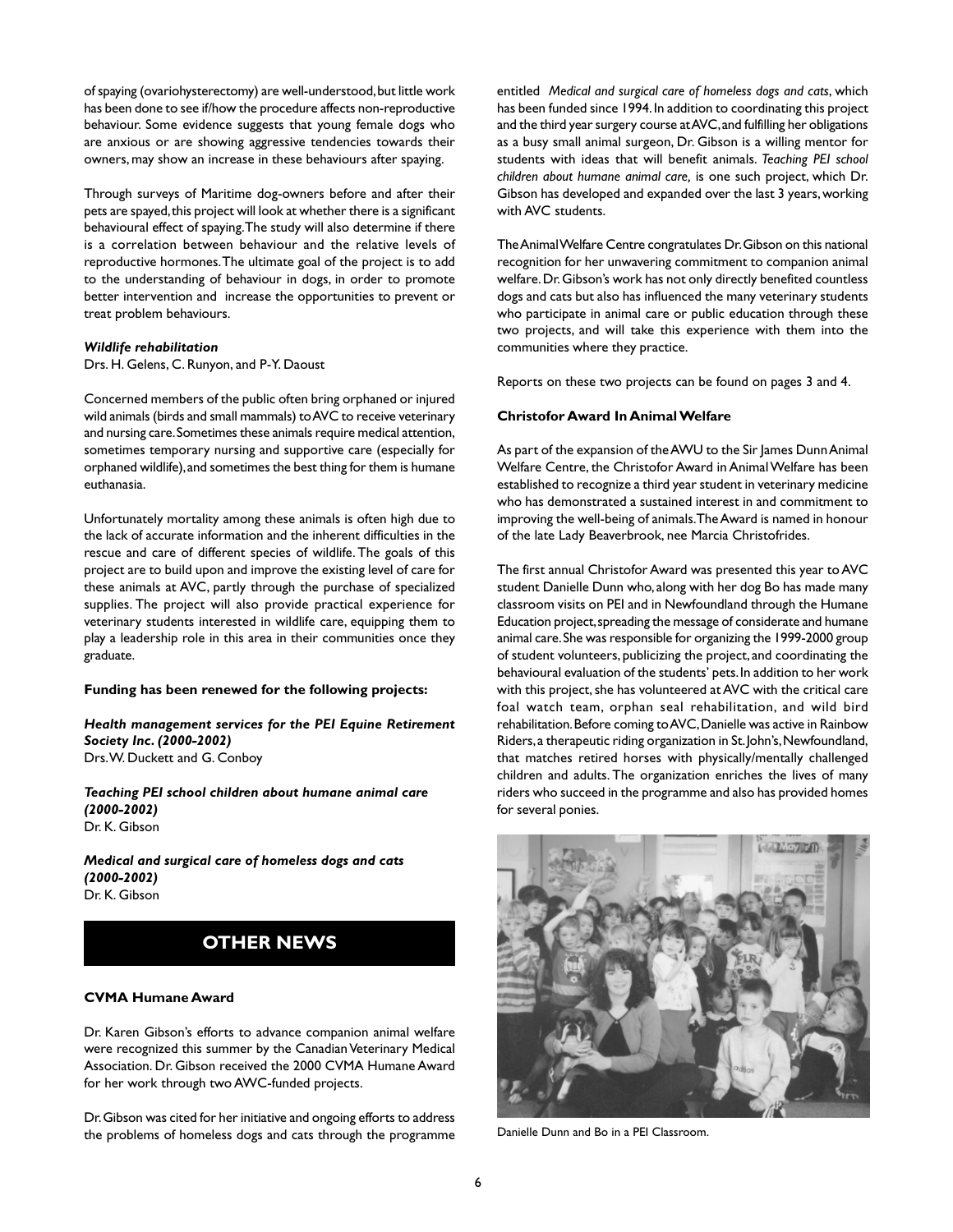of spaying (ovariohysterectomy) are well-understood, but little work has been done to see if/how the procedure affects non-reproductive behaviour. Some evidence suggests that young female dogs who are anxious or are showing aggressive tendencies towards their owners, may show an increase in these behaviours after spaying.

Through surveys of Maritime dog-owners before and after their pets are spayed, this project will look at whether there is a significant behavioural effect of spaying. The study will also determine if there is a correlation between behaviour and the relative levels of reproductive hormones. The ultimate goal of the project is to add to the understanding of behaviour in dogs, in order to promote better intervention and increase the opportunities to prevent or treat problem behaviours.

***Wildlife rehabilitation***

Drs. H. Gelens, C. Runyon, and P-Y. Daoust

Concerned members of the public often bring orphaned or injured wild animals (birds and small mammals) to AVC to receive veterinary and nursing care. Sometimes these animals require medical attention, sometimes temporary nursing and supportive care (especially for orphaned wildlife), and sometimes the best thing for them is humane euthanasia.

Unfortunately mortality among these animals is often high due to the lack of accurate information and the inherent difficulties in the rescue and care of different species of wildlife. The goals of this project are to build upon and improve the existing level of care for these animals at AVC, partly through the purchase of specialized supplies. The project will also provide practical experience for veterinary students interested in wildlife care, equipping them to play a leadership role in this area in their communities once they graduate.

**Funding has been renewed for the following projects:**

***Health management services for the PEI Equine Retirement Society Inc. (2000-2002)***

Drs. W. Duckett and G. Conboy

***Teaching PEI school children about humane animal care (2000-2002)***

Dr. K. Gibson

***Medical and surgical care of homeless dogs and cats (2000-2002)***

Dr. K. Gibson

## OTHER NEWS

### CVMA Humane Award

Dr. Karen Gibson's efforts to advance companion animal welfare were recognized this summer by the Canadian Veterinary Medical Association. Dr. Gibson received the 2000 CVMA Humane Award for her work through two AWC-funded projects.

Dr. Gibson was cited for her initiative and ongoing efforts to address the problems of homeless dogs and cats through the programme entitled *Medical and surgical care of homeless dogs and cats*, which has been funded since 1994. In addition to coordinating this project and the third year surgery course at AVC, and fulfilling her obligations as a busy small animal surgeon, Dr. Gibson is a willing mentor for students with ideas that will benefit animals. *Teaching PEI school children about humane animal care,* is one such project, which Dr. Gibson has developed and expanded over the last 3 years, working with AVC students.

The Animal Welfare Centre congratulates Dr. Gibson on this national recognition for her unwavering commitment to companion animal welfare. Dr. Gibson's work has not only directly benefited countless dogs and cats but also has influenced the many veterinary students who participate in animal care or public education through these two projects, and will take this experience with them into the communities where they practice.

Reports on these two projects can be found on pages 3 and 4.

### Christofor Award In Animal Welfare

As part of the expansion of the AWU to the Sir James Dunn Animal Welfare Centre, the Christofor Award in Animal Welfare has been established to recognize a third year student in veterinary medicine who has demonstrated a sustained interest in and commitment to improving the well-being of animals. The Award is named in honour of the late Lady Beaverbrook, nee Marcia Christofrides.

The first annual Christofor Award was presented this year to AVC student Danielle Dunn who, along with her dog Bo has made many classroom visits on PEI and in Newfoundland through the Humane Education project, spreading the message of considerate and humane animal care. She was responsible for organizing the 1999-2000 group of student volunteers, publicizing the project, and coordinating the behavioural evaluation of the students' pets. In addition to her work with this project, she has volunteered at AVC with the critical care foal watch team, orphan seal rehabilitation, and wild bird rehabilitation. Before coming to AVC, Danielle was active in Rainbow Riders, a therapeutic riding organization in St. John's, Newfoundland, that matches retired horses with physically/mentally challenged children and adults. The organization enriches the lives of many riders who succeed in the programme and also has provided homes for several ponies.

Danielle Dunn and Bo in a PEI Classroom.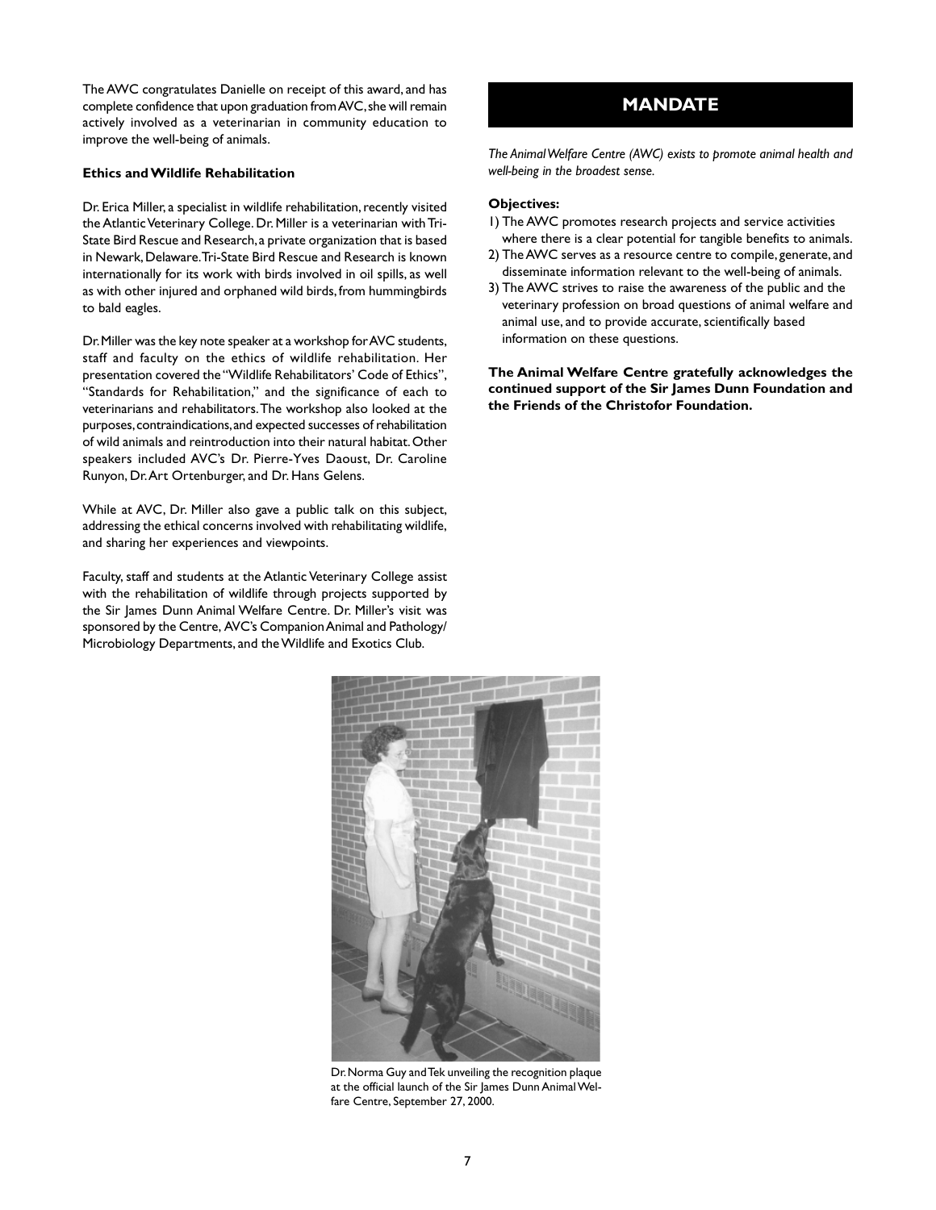The AWC congratulates Danielle on receipt of this award, and has complete confidence that upon graduation from AVC, she will remain actively involved as a veterinarian in community education to improve the well-being of animals.

**Ethics and Wildlife Rehabilitation**

Dr. Erica Miller, a specialist in wildlife rehabilitation, recently visited the Atlantic Veterinary College. Dr. Miller is a veterinarian with Tri-State Bird Rescue and Research, a private organization that is based in Newark, Delaware. Tri-State Bird Rescue and Research is known internationally for its work with birds involved in oil spills, as well as with other injured and orphaned wild birds, from hummingbirds to bald eagles.

Dr. Miller was the key note speaker at a workshop for AVC students, staff and faculty on the ethics of wildlife rehabilitation. Her presentation covered the "Wildlife Rehabilitators' Code of Ethics", "Standards for Rehabilitation," and the significance of each to veterinarians and rehabilitators. The workshop also looked at the purposes, contraindications, and expected successes of rehabilitation of wild animals and reintroduction into their natural habitat. Other speakers included AVC's Dr. Pierre-Yves Daoust, Dr. Caroline Runyon, Dr. Art Ortenburger, and Dr. Hans Gelens.

While at AVC, Dr. Miller also gave a public talk on this subject, addressing the ethical concerns involved with rehabilitating wildlife, and sharing her experiences and viewpoints.

Faculty, staff and students at the Atlantic Veterinary College assist with the rehabilitation of wildlife through projects supported by the Sir James Dunn Animal Welfare Centre. Dr. Miller's visit was sponsored by the Centre, AVC's Companion Animal and Pathology/ Microbiology Departments, and the Wildlife and Exotics Club.

## MANDATE

*The Animal Welfare Centre (AWC) exists to promote animal health and well-being in the broadest sense.*

**Objectives:**

1) The AWC promotes research projects and service activities where there is a clear potential for tangible benefits to animals.
2) The AWC serves as a resource centre to compile, generate, and disseminate information relevant to the well-being of animals.
3) The AWC strives to raise the awareness of the public and the veterinary profession on broad questions of animal welfare and animal use, and to provide accurate, scientifically based information on these questions.

**The Animal Welfare Centre gratefully acknowledges the continued support of the Sir James Dunn Foundation and the Friends of the Christofor Foundation.**

Dr. Norma Guy and Tek unveiling the recognition plaque at the official launch of the Sir James Dunn Animal Welfare Centre, September 27, 2000.